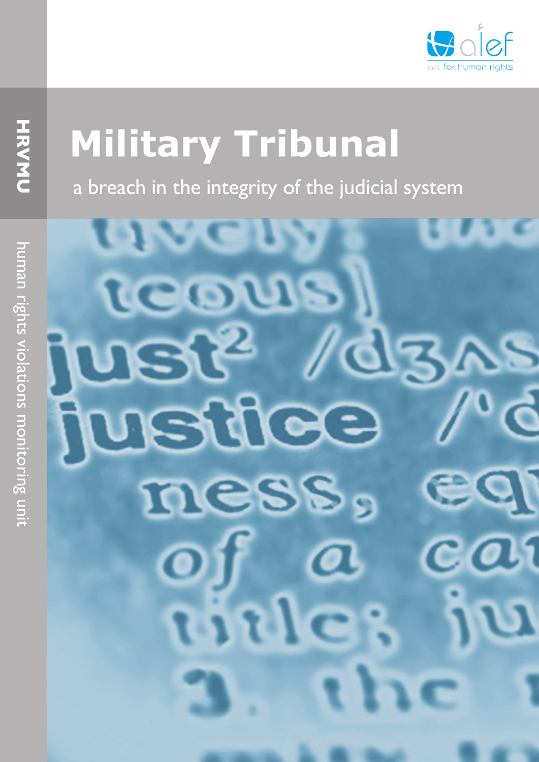alef

act for human rights

HRVMU

human rights violations monitoring unit

# Military Tribunal

a breach in the integrity of the judicial system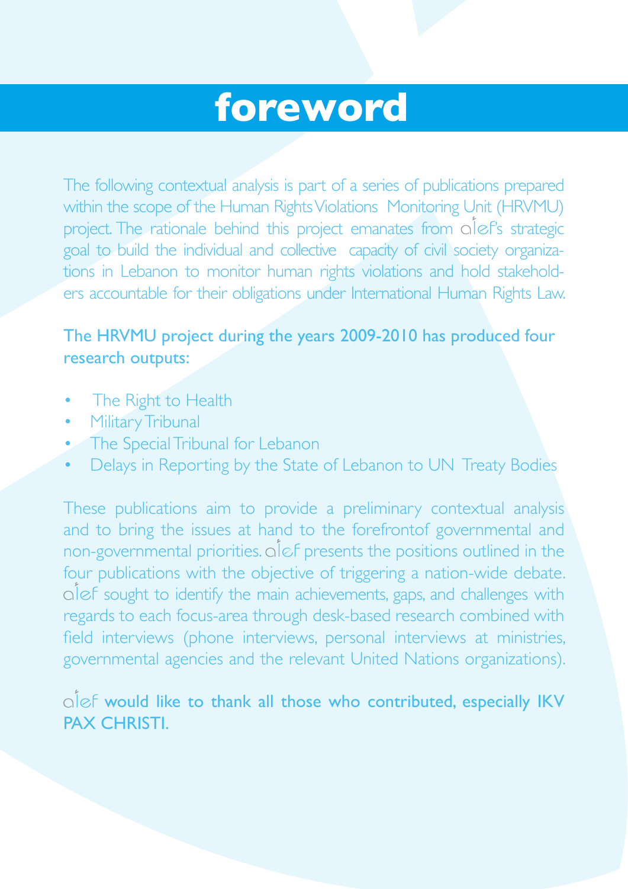# foreword

The following contextual analysis is part of a series of publications prepared within the scope of the Human Rights Violations Monitoring Unit (HRVMU) project. The rationale behind this project emanates from alef's strategic goal to build the individual and collective capacity of civil society organizations in Lebanon to monitor human rights violations and hold stakeholders accountable for their obligations under International Human Rights Law.

The HRVMU project during the years 2009-2010 has produced four research outputs:

- The Right to Health
- Military Tribunal
- The Special Tribunal for Lebanon
- Delays in Reporting by the State of Lebanon to UN Treaty Bodies

These publications aim to provide a preliminary contextual analysis and to bring the issues at hand to the forefrontof governmental and non-governmental priorities. alef presents the positions outlined in the four publications with the objective of triggering a nation-wide debate. alef sought to identify the main achievements, gaps, and challenges with regards to each focus-area through desk-based research combined with field interviews (phone interviews, personal interviews at ministries, governmental agencies and the relevant United Nations organizations).

alef **would like to thank all those who contributed, especially IKV PAX CHRISTI.**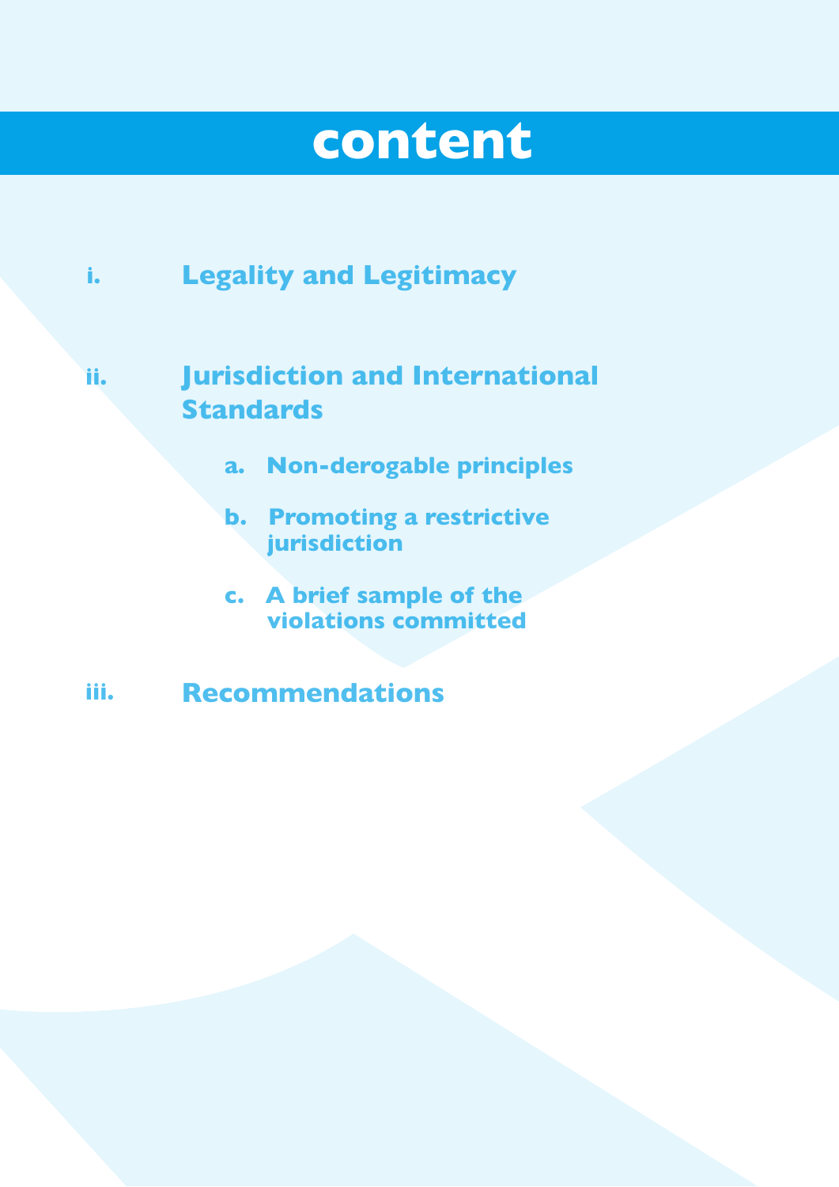# content

- **i. Legality and Legitimacy**
- **ii. Jurisdiction and International Standards**
  - **a. Non-derogable principles**
  - **b. Promoting a restrictive jurisdiction**
  - **c. A brief sample of the violations committed**
- **iii. Recommendations**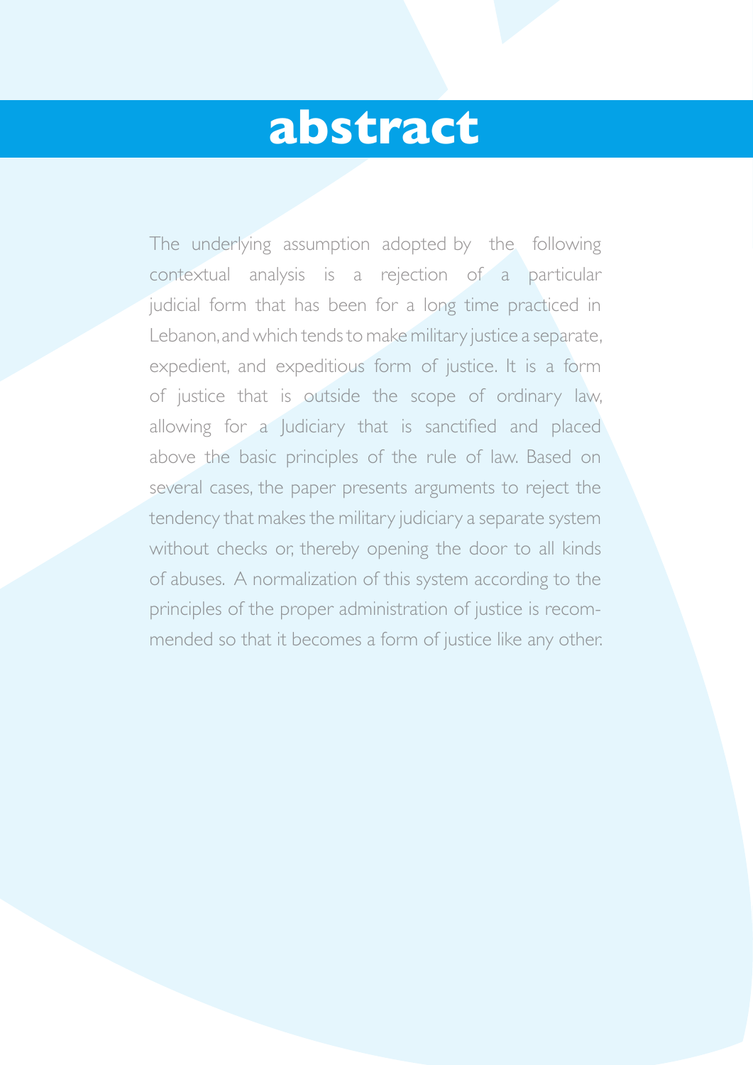# abstract

The underlying assumption adopted by the following contextual analysis is a rejection of a particular judicial form that has been for a long time practiced in Lebanon, and which tends to make military justice a separate, expedient, and expeditious form of justice. It is a form of justice that is outside the scope of ordinary law, allowing for a Judiciary that is sanctified and placed above the basic principles of the rule of law. Based on several cases, the paper presents arguments to reject the tendency that makes the military judiciary a separate system without checks or, thereby opening the door to all kinds of abuses. A normalization of this system according to the principles of the proper administration of justice is recommended so that it becomes a form of justice like any other.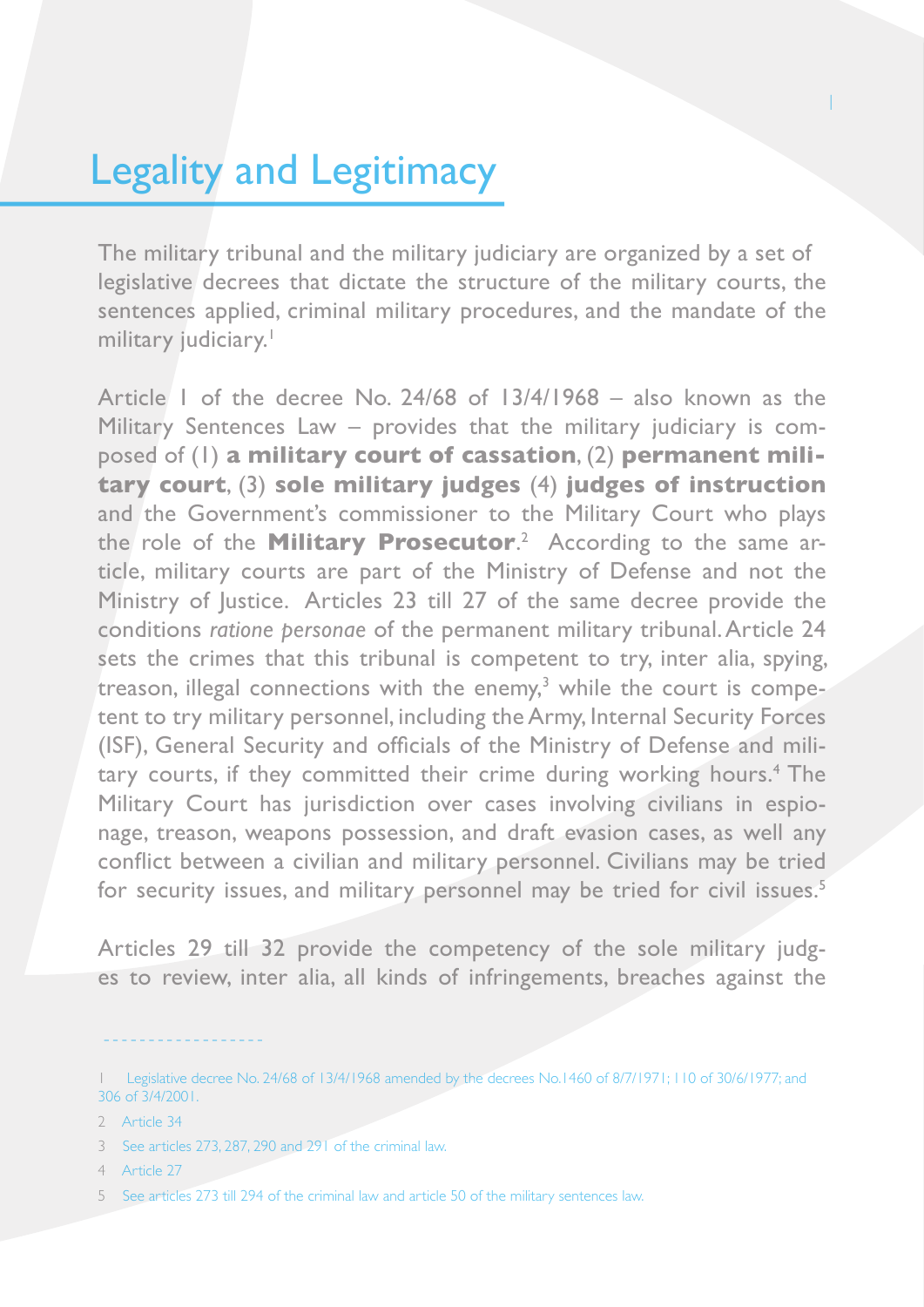# Legality and Legitimacy

The military tribunal and the military judiciary are organized by a set of legislative decrees that dictate the structure of the military courts, the sentences applied, criminal military procedures, and the mandate of the military judiciary.[1]

Article 1 of the decree No. 24/68 of 13/4/1968 – also known as the Military Sentences Law – provides that the military judiciary is composed of (1) **a military court of cassation**, (2) **permanent military court**, (3) **sole military judges** (4) **judges of instruction** and the Government's commissioner to the Military Court who plays the role of the **Military Prosecutor**.[2] According to the same article, military courts are part of the Ministry of Defense and not the Ministry of Justice. Articles 23 till 27 of the same decree provide the conditions *ratione personae* of the permanent military tribunal. Article 24 sets the crimes that this tribunal is competent to try, inter alia, spying, treason, illegal connections with the enemy,[3] while the court is competent to try military personnel, including the Army, Internal Security Forces (ISF), General Security and officials of the Ministry of Defense and military courts, if they committed their crime during working hours.[4] The Military Court has jurisdiction over cases involving civilians in espionage, treason, weapons possession, and draft evasion cases, as well any conflict between a civilian and military personnel. Civilians may be tried for security issues, and military personnel may be tried for civil issues.[5]

Articles 29 till 32 provide the competency of the sole military judges to review, inter alia, all kinds of infringements, breaches against the

---

1 Legislative decree No. 24/68 of 13/4/1968 amended by the decrees No.1460 of 8/7/1971; 110 of 30/6/1977; and 306 of 3/4/2001.

2 Article 34

3 See articles 273, 287, 290 and 291 of the criminal law.

4 Article 27

5 See articles 273 till 294 of the criminal law and article 50 of the military sentences law.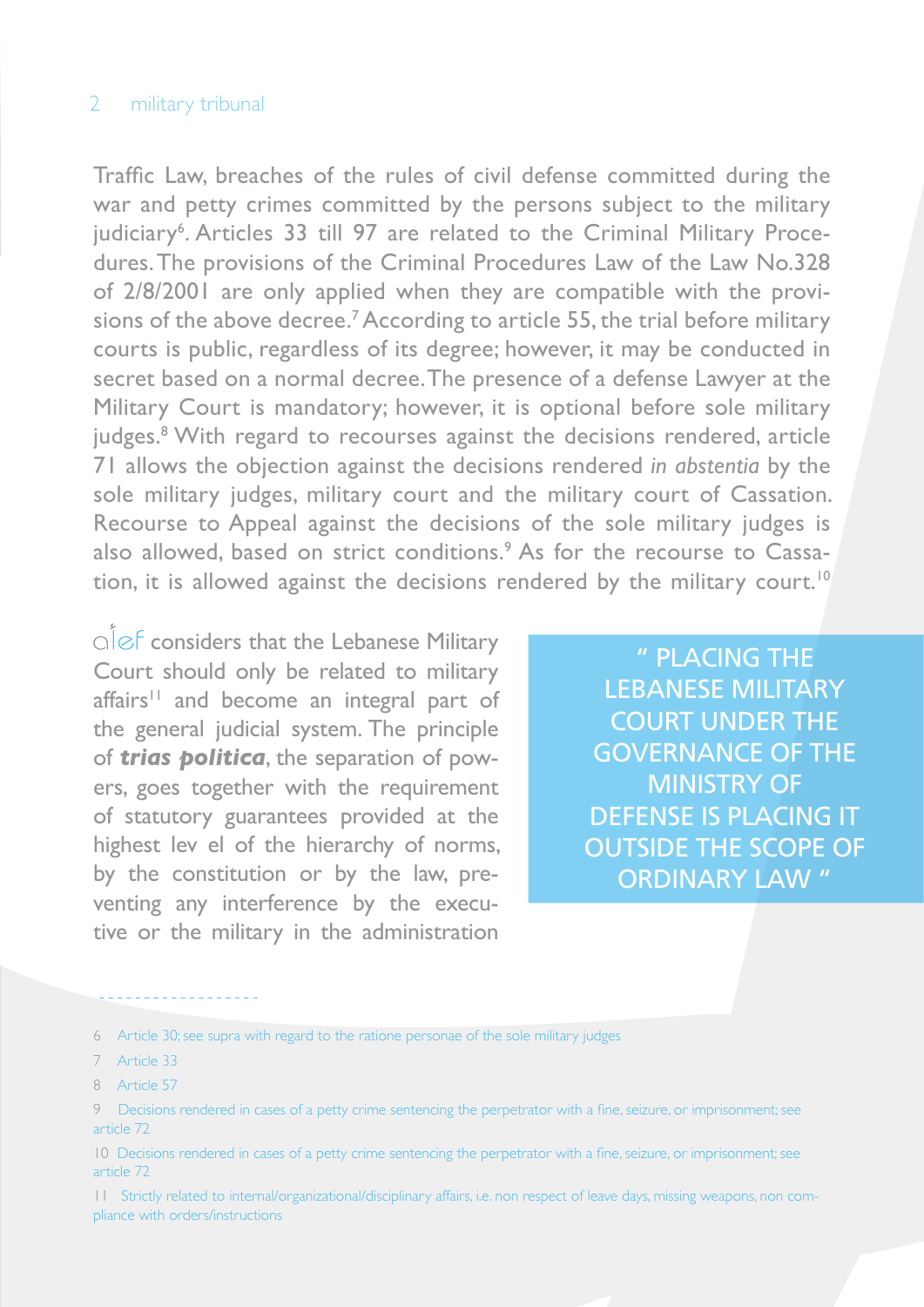Traffic Law, breaches of the rules of civil defense committed during the war and petty crimes committed by the persons subject to the military judiciary[6]. Articles 33 till 97 are related to the Criminal Military Procedures. The provisions of the Criminal Procedures Law of the Law No.328 of 2/8/2001 are only applied when they are compatible with the provisions of the above decree.[7] According to article 55, the trial before military courts is public, regardless of its degree; however, it may be conducted in secret based on a normal decree. The presence of a defense Lawyer at the Military Court is mandatory; however, it is optional before sole military judges.[8] With regard to recourses against the decisions rendered, article 71 allows the objection against the decisions rendered *in abstentia* by the sole military judges, military court and the military court of Cassation. Recourse to Appeal against the decisions of the sole military judges is also allowed, based on strict conditions.[9] As for the recourse to Cassation, it is allowed against the decisions rendered by the military court.[10]

alef considers that the Lebanese Military Court should only be related to military affairs[11] and become an integral part of the general judicial system. The principle of ***trias politica***, the separation of powers, goes together with the requirement of statutory guarantees provided at the highest lev el of the hierarchy of norms, by the constitution or by the law, preventing any interference by the executive or the military in the administration

> " PLACING THE LEBANESE MILITARY COURT UNDER THE GOVERNANCE OF THE MINISTRY OF DEFENSE IS PLACING IT OUTSIDE THE SCOPE OF ORDINARY LAW "

---

6 Article 30; see supra with regard to the ratione personae of the sole military judges

7 Article 33

8 Article 57

9 Decisions rendered in cases of a petty crime sentencing the perpetrator with a fine, seizure, or imprisonment; see article 72

10 Decisions rendered in cases of a petty crime sentencing the perpetrator with a fine, seizure, or imprisonment; see article 72

11 Strictly related to internal/organizational/disciplinary affairs, i.e. non respect of leave days, missing weapons, non compliance with orders/instructions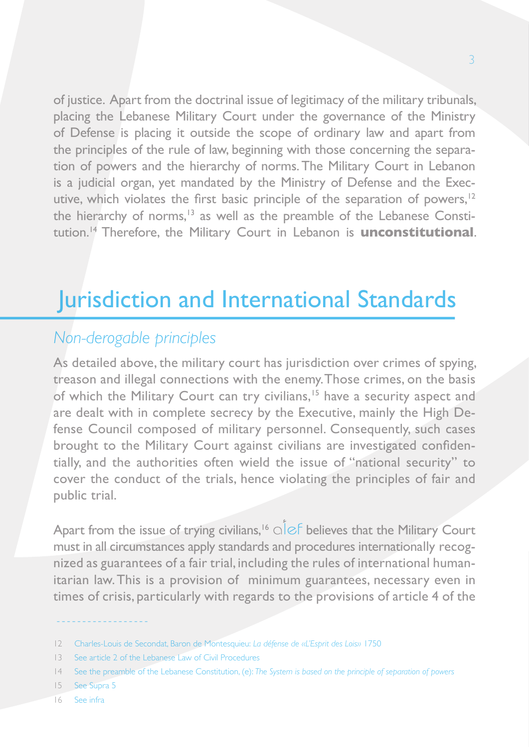of justice. Apart from the doctrinal issue of legitimacy of the military tribunals, placing the Lebanese Military Court under the governance of the Ministry of Defense is placing it outside the scope of ordinary law and apart from the principles of the rule of law, beginning with those concerning the separation of powers and the hierarchy of norms. The Military Court in Lebanon is a judicial organ, yet mandated by the Ministry of Defense and the Executive, which violates the first basic principle of the separation of powers,[12] the hierarchy of norms,[13] as well as the preamble of the Lebanese Constitution.[14] Therefore, the Military Court in Lebanon is **unconstitutional**.

# Jurisdiction and International Standards

## *Non-derogable principles*

As detailed above, the military court has jurisdiction over crimes of spying, treason and illegal connections with the enemy. Those crimes, on the basis of which the Military Court can try civilians,[15] have a security aspect and are dealt with in complete secrecy by the Executive, mainly the High Defense Council composed of military personnel. Consequently, such cases brought to the Military Court against civilians are investigated confidentially, and the authorities often wield the issue of "national security" to cover the conduct of the trials, hence violating the principles of fair and public trial.

Apart from the issue of trying civilians,[16] alef believes that the Military Court must in all circumstances apply standards and procedures internationally recognized as guarantees of a fair trial, including the rules of international humanitarian law. This is a provision of minimum guarantees, necessary even in times of crisis, particularly with regards to the provisions of article 4 of the

---

12 Charles-Louis de Secondat, Baron de Montesquieu: *La défense de «L'Esprit des Lois»* 1750

13 See article 2 of the Lebanese Law of Civil Procedures

14 See the preamble of the Lebanese Constitution, (e): *The System is based on the principle of separation of powers*

15 See Supra 5

16 See infra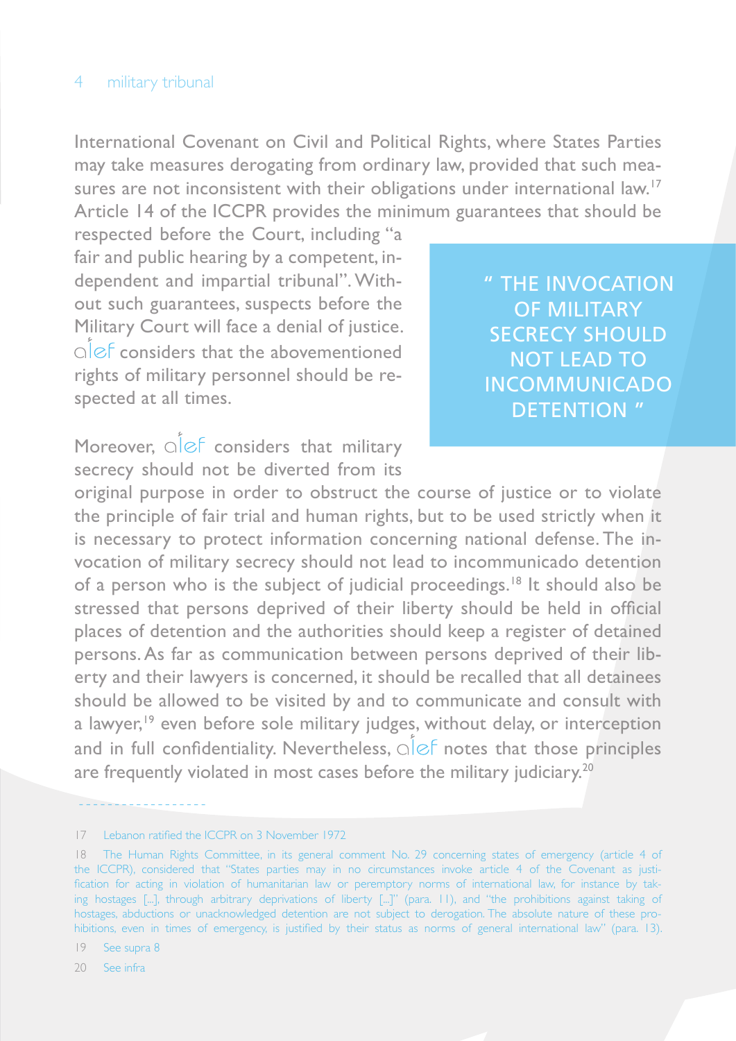International Covenant on Civil and Political Rights, where States Parties may take measures derogating from ordinary law, provided that such measures are not inconsistent with their obligations under international law.[17] Article 14 of the ICCPR provides the minimum guarantees that should be respected before the Court, including "a fair and public hearing by a competent, independent and impartial tribunal". Without such guarantees, suspects before the Military Court will face a denial of justice. alef considers that the abovementioned rights of military personnel should be respected at all times.

> " THE INVOCATION OF MILITARY SECRECY SHOULD NOT LEAD TO INCOMMUNICADO DETENTION "

Moreover, alef considers that military secrecy should not be diverted from its original purpose in order to obstruct the course of justice or to violate the principle of fair trial and human rights, but to be used strictly when it is necessary to protect information concerning national defense. The invocation of military secrecy should not lead to incommunicado detention of a person who is the subject of judicial proceedings.[18] It should also be stressed that persons deprived of their liberty should be held in official places of detention and the authorities should keep a register of detained persons. As far as communication between persons deprived of their liberty and their lawyers is concerned, it should be recalled that all detainees should be allowed to be visited by and to communicate and consult with a lawyer,[19] even before sole military judges, without delay, or interception and in full confidentiality. Nevertheless, alef notes that those principles are frequently violated in most cases before the military judiciary.[20]

---

17 Lebanon ratified the ICCPR on 3 November 1972

18 The Human Rights Committee, in its general comment No. 29 concerning states of emergency (article 4 of the ICCPR), considered that "States parties may in no circumstances invoke article 4 of the Covenant as justification for acting in violation of humanitarian law or peremptory norms of international law, for instance by taking hostages [...], through arbitrary deprivations of liberty [...]" (para. 11), and "the prohibitions against taking of hostages, abductions or unacknowledged detention are not subject to derogation. The absolute nature of these prohibitions, even in times of emergency, is justified by their status as norms of general international law" (para. 13).

19 See supra 8

20 See infra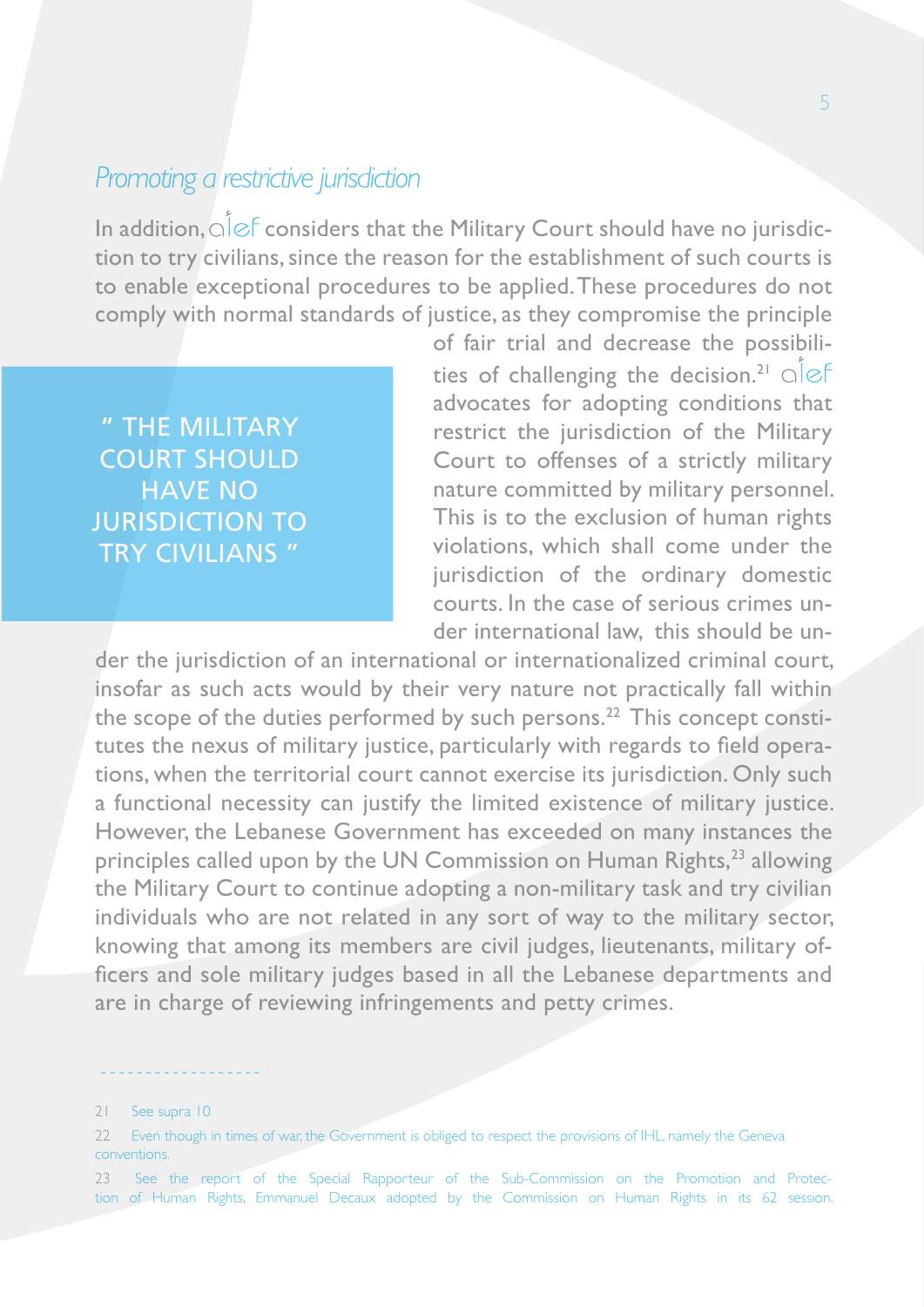## *Promoting a restrictive jurisdiction*

In addition, alef considers that the Military Court should have no jurisdiction to try civilians, since the reason for the establishment of such courts is to enable exceptional procedures to be applied. These procedures do not comply with normal standards of justice, as they compromise the principle of fair trial and decrease the possibilities of challenging the decision.[21] alef advocates for adopting conditions that restrict the jurisdiction of the Military Court to offenses of a strictly military nature committed by military personnel. This is to the exclusion of human rights violations, which shall come under the jurisdiction of the ordinary domestic courts. In the case of serious crimes under international law, this should be under the jurisdiction of an international or internationalized criminal court, insofar as such acts would by their very nature not practically fall within the scope of the duties performed by such persons.[22] This concept constitutes the nexus of military justice, particularly with regards to field operations, when the territorial court cannot exercise its jurisdiction. Only such a functional necessity can justify the limited existence of military justice. However, the Lebanese Government has exceeded on many instances the principles called upon by the UN Commission on Human Rights,[23] allowing the Military Court to continue adopting a non-military task and try civilian individuals who are not related in any sort of way to the military sector, knowing that among its members are civil judges, lieutenants, military officers and sole military judges based in all the Lebanese departments and are in charge of reviewing infringements and petty crimes.

> " THE MILITARY COURT SHOULD HAVE NO JURISDICTION TO TRY CIVILIANS "

---

21 See supra 10

22 Even though in times of war, the Government is obliged to respect the provisions of IHL, namely the Geneva conventions.

23 See the report of the Special Rapporteur of the Sub-Commission on the Promotion and Protection of Human Rights, Emmanuel Decaux adopted by the Commission on Human Rights in its 62 session.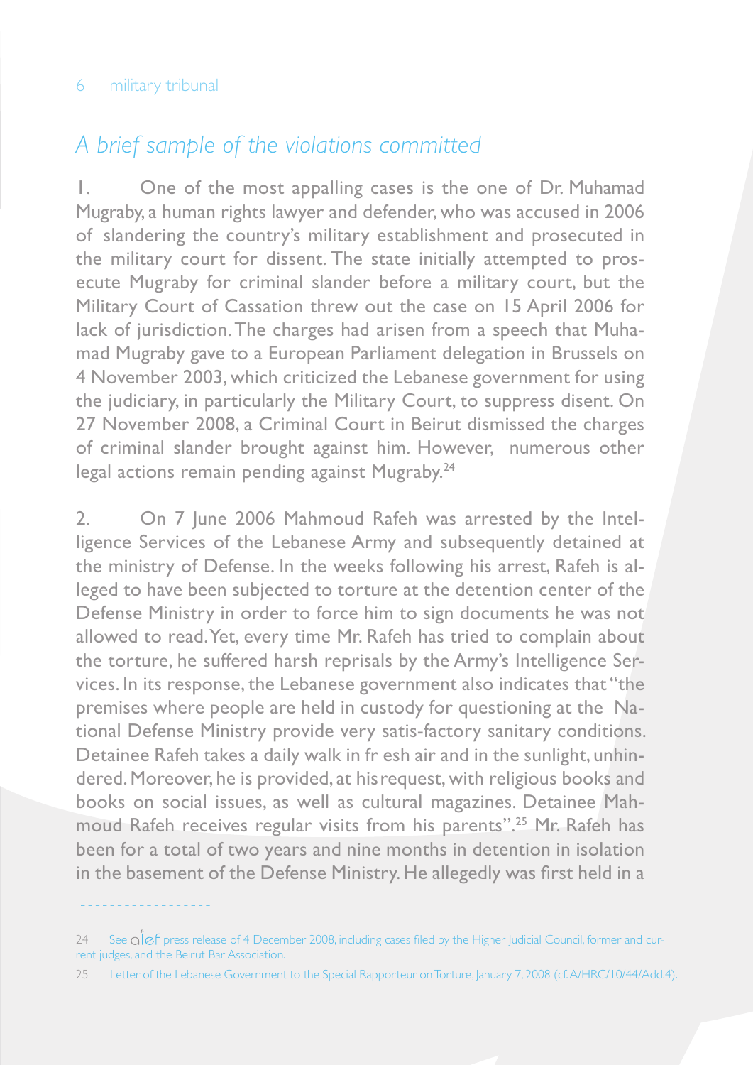## *A brief sample of the violations committed*

1. One of the most appalling cases is the one of Dr. Muhamad Mugraby, a human rights lawyer and defender, who was accused in 2006 of slandering the country's military establishment and prosecuted in the military court for dissent. The state initially attempted to prosecute Mugraby for criminal slander before a military court, but the Military Court of Cassation threw out the case on 15 April 2006 for lack of jurisdiction. The charges had arisen from a speech that Muhamad Mugraby gave to a European Parliament delegation in Brussels on 4 November 2003, which criticized the Lebanese government for using the judiciary, in particularly the Military Court, to suppress disent. On 27 November 2008, a Criminal Court in Beirut dismissed the charges of criminal slander brought against him. However, numerous other legal actions remain pending against Mugraby.[24]

2. On 7 June 2006 Mahmoud Rafeh was arrested by the Intelligence Services of the Lebanese Army and subsequently detained at the ministry of Defense. In the weeks following his arrest, Rafeh is alleged to have been subjected to torture at the detention center of the Defense Ministry in order to force him to sign documents he was not allowed to read. Yet, every time Mr. Rafeh has tried to complain about the torture, he suffered harsh reprisals by the Army's Intelligence Services. In its response, the Lebanese government also indicates that "the premises where people are held in custody for questioning at the National Defense Ministry provide very satis-factory sanitary conditions. Detainee Rafeh takes a daily walk in fr esh air and in the sunlight, unhindered. Moreover, he is provided, at his request, with religious books and books on social issues, as well as cultural magazines. Detainee Mahmoud Rafeh receives regular visits from his parents".[25] Mr. Rafeh has been for a total of two years and nine months in detention in isolation in the basement of the Defense Ministry. He allegedly was first held in a

---

24 See alef press release of 4 December 2008, including cases filed by the Higher Judicial Council, former and current judges, and the Beirut Bar Association.

25 Letter of the Lebanese Government to the Special Rapporteur on Torture, January 7, 2008 (cf. A/HRC/10/44/Add.4).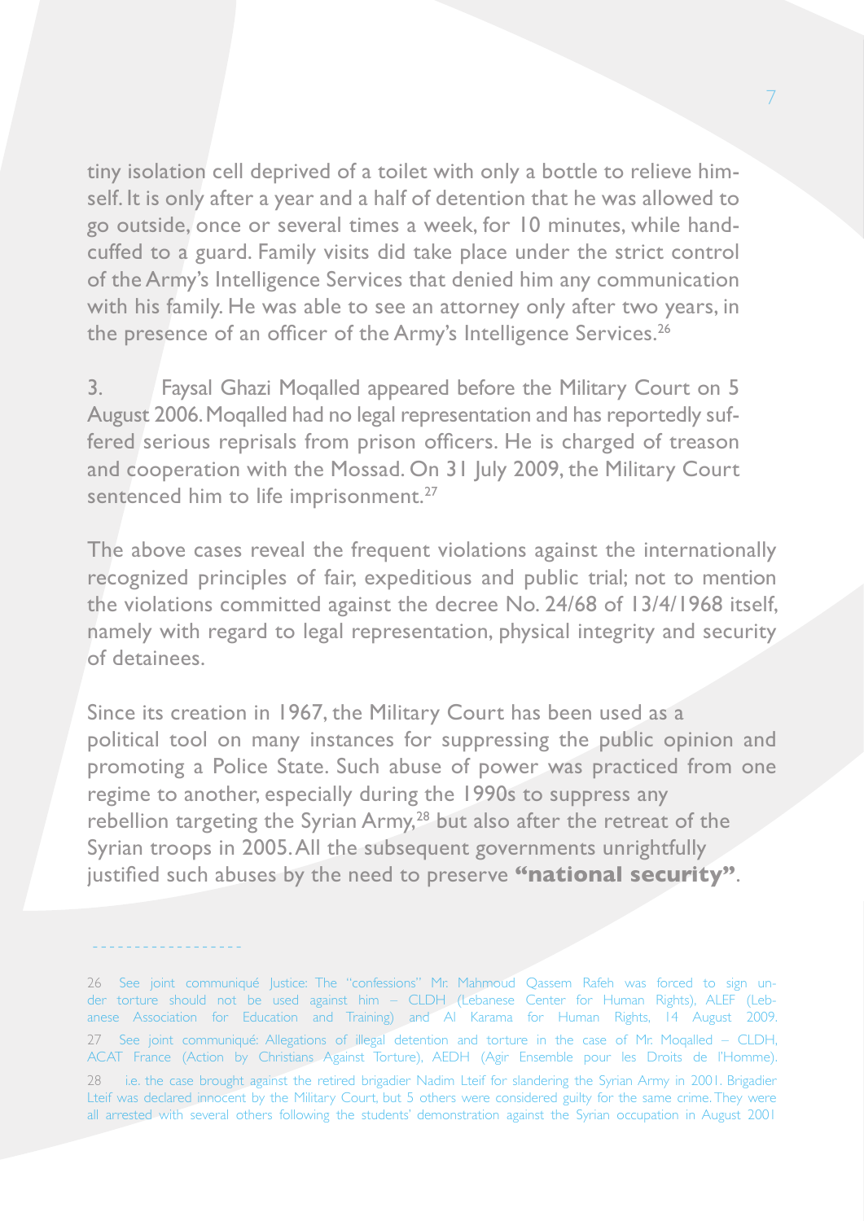tiny isolation cell deprived of a toilet with only a bottle to relieve himself. It is only after a year and a half of detention that he was allowed to go outside, once or several times a week, for 10 minutes, while handcuffed to a guard. Family visits did take place under the strict control of the Army's Intelligence Services that denied him any communication with his family. He was able to see an attorney only after two years, in the presence of an officer of the Army's Intelligence Services.[26]

3. Faysal Ghazi Moqalled appeared before the Military Court on 5 August 2006. Moqalled had no legal representation and has reportedly suffered serious reprisals from prison officers. He is charged of treason and cooperation with the Mossad. On 31 July 2009, the Military Court sentenced him to life imprisonment.[27]

The above cases reveal the frequent violations against the internationally recognized principles of fair, expeditious and public trial; not to mention the violations committed against the decree No. 24/68 of 13/4/1968 itself, namely with regard to legal representation, physical integrity and security of detainees.

Since its creation in 1967, the Military Court has been used as a political tool on many instances for suppressing the public opinion and promoting a Police State. Such abuse of power was practiced from one regime to another, especially during the 1990s to suppress any rebellion targeting the Syrian Army,[28] but also after the retreat of the Syrian troops in 2005. All the subsequent governments unrightfully justified such abuses by the need to preserve **"national security"**.

---

26 See joint communiqué Justice: The "confessions" Mr. Mahmoud Qassem Rafeh was forced to sign under torture should not be used against him – CLDH (Lebanese Center for Human Rights), ALEF (Lebanese Association for Education and Training) and Al Karama for Human Rights, 14 August 2009.

27 See joint communiqué: Allegations of illegal detention and torture in the case of Mr. Moqalled – CLDH, ACAT France (Action by Christians Against Torture), AEDH (Agir Ensemble pour les Droits de l'Homme).

28 i.e. the case brought against the retired brigadier Nadim Lteif for slandering the Syrian Army in 2001. Brigadier Lteif was declared innocent by the Military Court, but 5 others were considered guilty for the same crime. They were all arrested with several others following the students' demonstration against the Syrian occupation in August 2001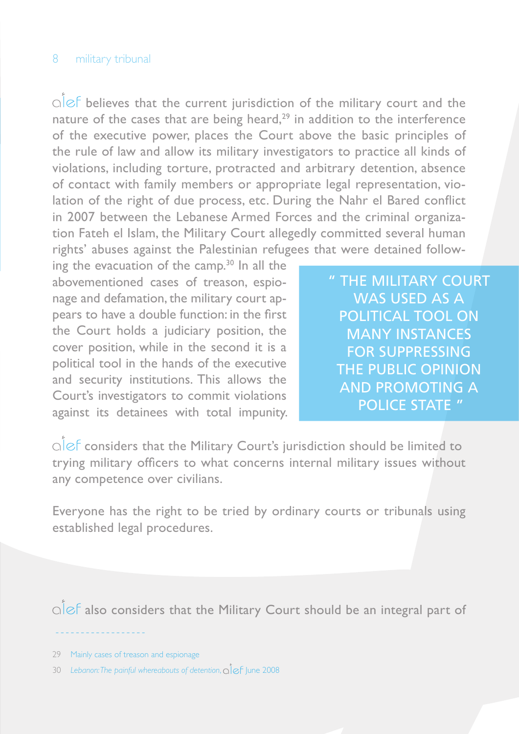alef believes that the current jurisdiction of the military court and the nature of the cases that are being heard,[29] in addition to the interference of the executive power, places the Court above the basic principles of the rule of law and allow its military investigators to practice all kinds of violations, including torture, protracted and arbitrary detention, absence of contact with family members or appropriate legal representation, violation of the right of due process, etc. During the Nahr el Bared conflict in 2007 between the Lebanese Armed Forces and the criminal organization Fateh el Islam, the Military Court allegedly committed several human rights' abuses against the Palestinian refugees that were detained following the evacuation of the camp.[30] In all the abovementioned cases of treason, espionage and defamation, the military court appears to have a double function: in the first the Court holds a judiciary position, the cover position, while in the second it is a political tool in the hands of the executive and security institutions. This allows the Court's investigators to commit violations against its detainees with total impunity.

> " THE MILITARY COURT WAS USED AS A POLITICAL TOOL ON MANY INSTANCES FOR SUPPRESSING THE PUBLIC OPINION AND PROMOTING A POLICE STATE "

alef considers that the Military Court's jurisdiction should be limited to trying military officers to what concerns internal military issues without any competence over civilians.

Everyone has the right to be tried by ordinary courts or tribunals using established legal procedures.

alef also considers that the Military Court should be an integral part of

---

29 Mainly cases of treason and espionage

30 *Lebanon: The painful whereabouts of detention*, alef June 2008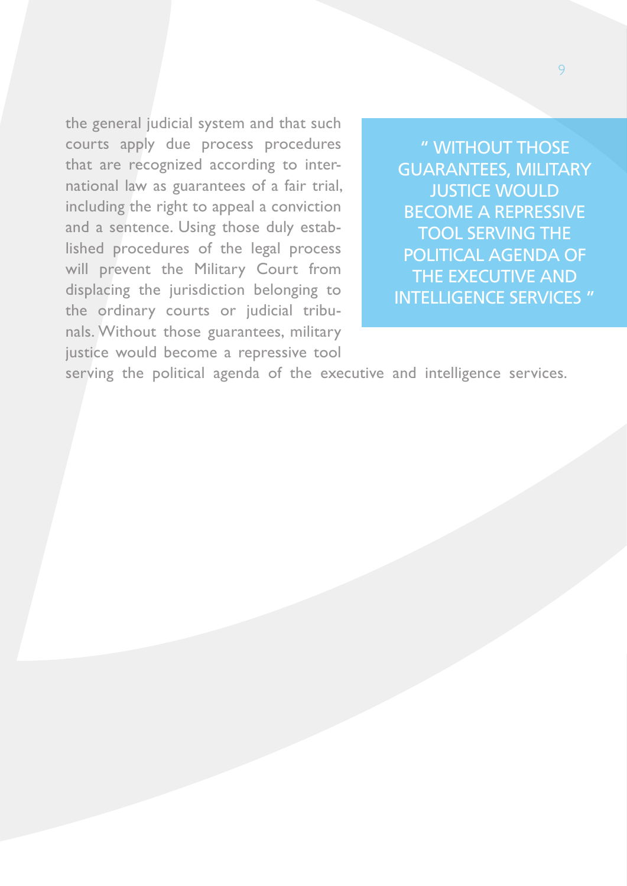the general judicial system and that such courts apply due process procedures that are recognized according to international law as guarantees of a fair trial, including the right to appeal a conviction and a sentence. Using those duly established procedures of the legal process will prevent the Military Court from displacing the jurisdiction belonging to the ordinary courts or judicial tribunals. Without those guarantees, military justice would become a repressive tool serving the political agenda of the executive and intelligence services.

> " WITHOUT THOSE GUARANTEES, MILITARY JUSTICE WOULD BECOME A REPRESSIVE TOOL SERVING THE POLITICAL AGENDA OF THE EXECUTIVE AND INTELLIGENCE SERVICES "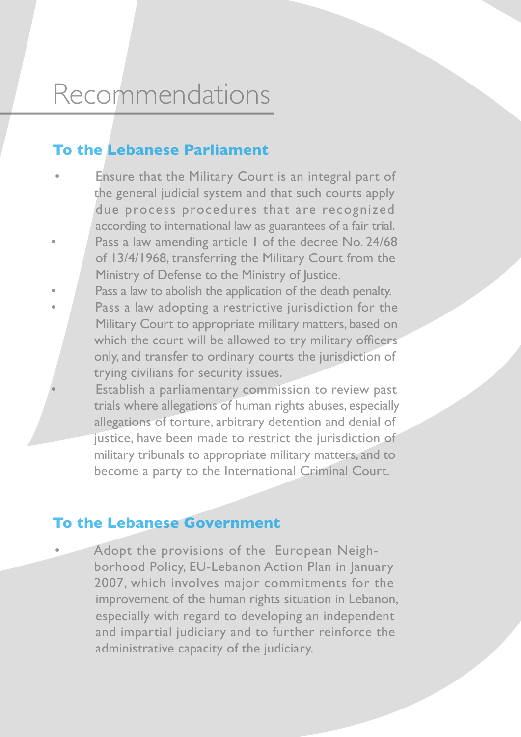# Recommendations

## To the Lebanese Parliament

- Ensure that the Military Court is an integral part of the general judicial system and that such courts apply due process procedures that are recognized according to international law as guarantees of a fair trial.
- Pass a law amending article 1 of the decree No. 24/68 of 13/4/1968, transferring the Military Court from the Ministry of Defense to the Ministry of Justice.
- Pass a law to abolish the application of the death penalty.
- Pass a law adopting a restrictive jurisdiction for the Military Court to appropriate military matters, based on which the court will be allowed to try military officers only, and transfer to ordinary courts the jurisdiction of trying civilians for security issues.
- Establish a parliamentary commission to review past trials where allegations of human rights abuses, especially allegations of torture, arbitrary detention and denial of justice, have been made to restrict the jurisdiction of military tribunals to appropriate military matters, and to become a party to the International Criminal Court.

## To the Lebanese Government

- Adopt the provisions of the European Neighborhood Policy, EU-Lebanon Action Plan in January 2007, which involves major commitments for the improvement of the human rights situation in Lebanon, especially with regard to developing an independent and impartial judiciary and to further reinforce the administrative capacity of the judiciary.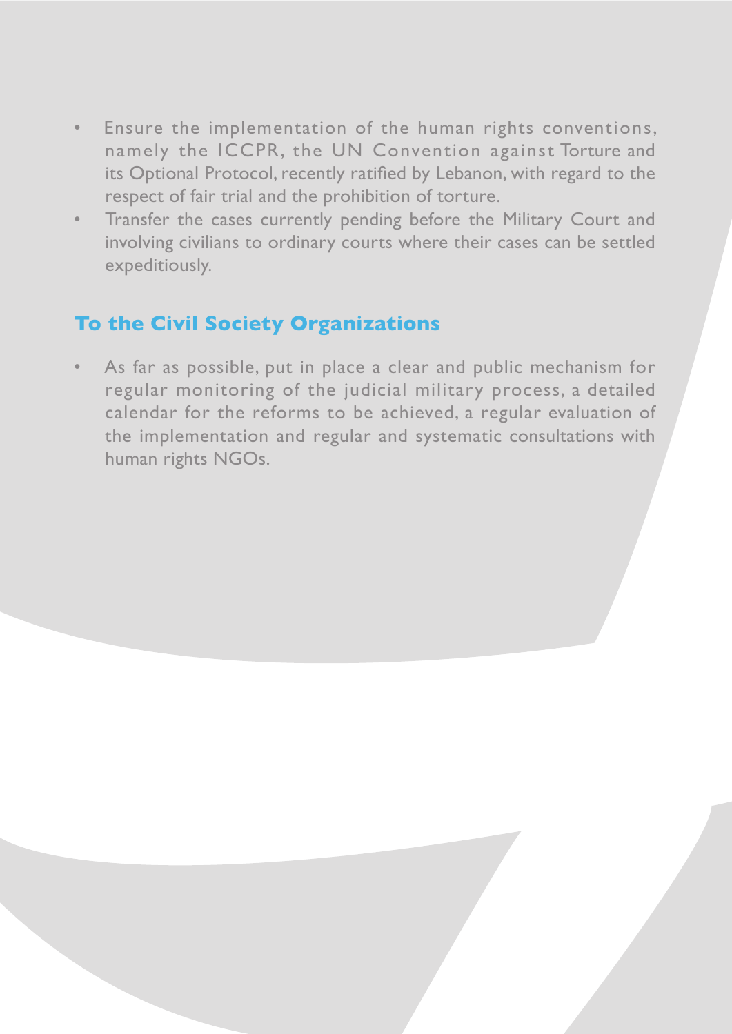- Ensure the implementation of the human rights conventions, namely the ICCPR, the UN Convention against Torture and its Optional Protocol, recently ratified by Lebanon, with regard to the respect of fair trial and the prohibition of torture.
- Transfer the cases currently pending before the Military Court and involving civilians to ordinary courts where their cases can be settled expeditiously.

## To the Civil Society Organizations

- As far as possible, put in place a clear and public mechanism for regular monitoring of the judicial military process, a detailed calendar for the reforms to be achieved, a regular evaluation of the implementation and regular and systematic consultations with human rights NGOs.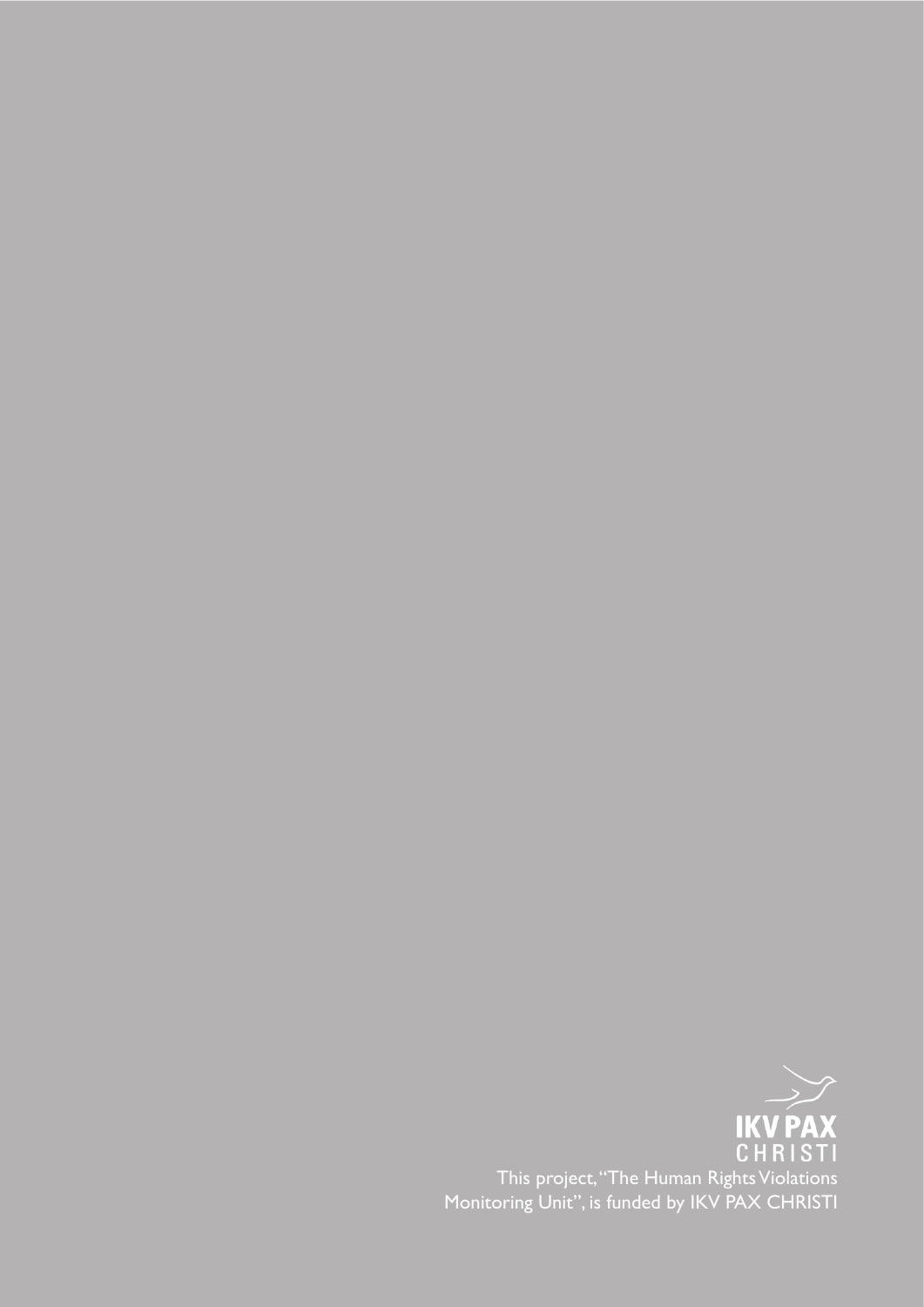IKV PAX CHRISTI

This project, "The Human Rights Violations Monitoring Unit", is funded by IKV PAX CHRISTI